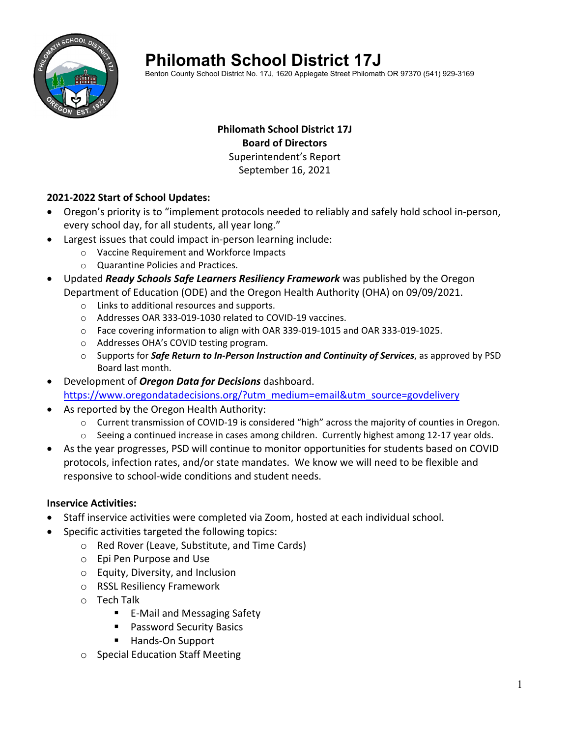# Philomath School District 17J

Benton County School District No. 17J, 1620 Applegate Street Philomath OR 97370 (541) 929-3169

**Philomath School District 17J**
**Board of Directors**
Superintendent's Report
September 16, 2021

**2021-2022 Start of School Updates:**

- Oregon's priority is to "implement protocols needed to reliably and safely hold school in-person, every school day, for all students, all year long."
- Largest issues that could impact in-person learning include:
  - Vaccine Requirement and Workforce Impacts
  - Quarantine Policies and Practices.
- Updated ***Ready Schools Safe Learners Resiliency Framework*** was published by the Oregon Department of Education (ODE) and the Oregon Health Authority (OHA) on 09/09/2021.
  - Links to additional resources and supports.
  - Addresses OAR 333-019-1030 related to COVID-19 vaccines.
  - Face covering information to align with OAR 339-019-1015 and OAR 333-019-1025.
  - Addresses OHA's COVID testing program.
  - Supports for ***Safe Return to In-Person Instruction and Continuity of Services***, as approved by PSD Board last month.
- Development of ***Oregon Data for Decisions*** dashboard. https://www.oregondatadecisions.org/?utm_medium=email&utm_source=govdelivery
- As reported by the Oregon Health Authority:
  - Current transmission of COVID-19 is considered "high" across the majority of counties in Oregon.
  - Seeing a continued increase in cases among children. Currently highest among 12-17 year olds.
- As the year progresses, PSD will continue to monitor opportunities for students based on COVID protocols, infection rates, and/or state mandates. We know we will need to be flexible and responsive to school-wide conditions and student needs.

**Inservice Activities:**

- Staff inservice activities were completed via Zoom, hosted at each individual school.
- Specific activities targeted the following topics:
  - Red Rover (Leave, Substitute, and Time Cards)
  - Epi Pen Purpose and Use
  - Equity, Diversity, and Inclusion
  - RSSL Resiliency Framework
  - Tech Talk
    - E-Mail and Messaging Safety
    - Password Security Basics
    - Hands-On Support
  - Special Education Staff Meeting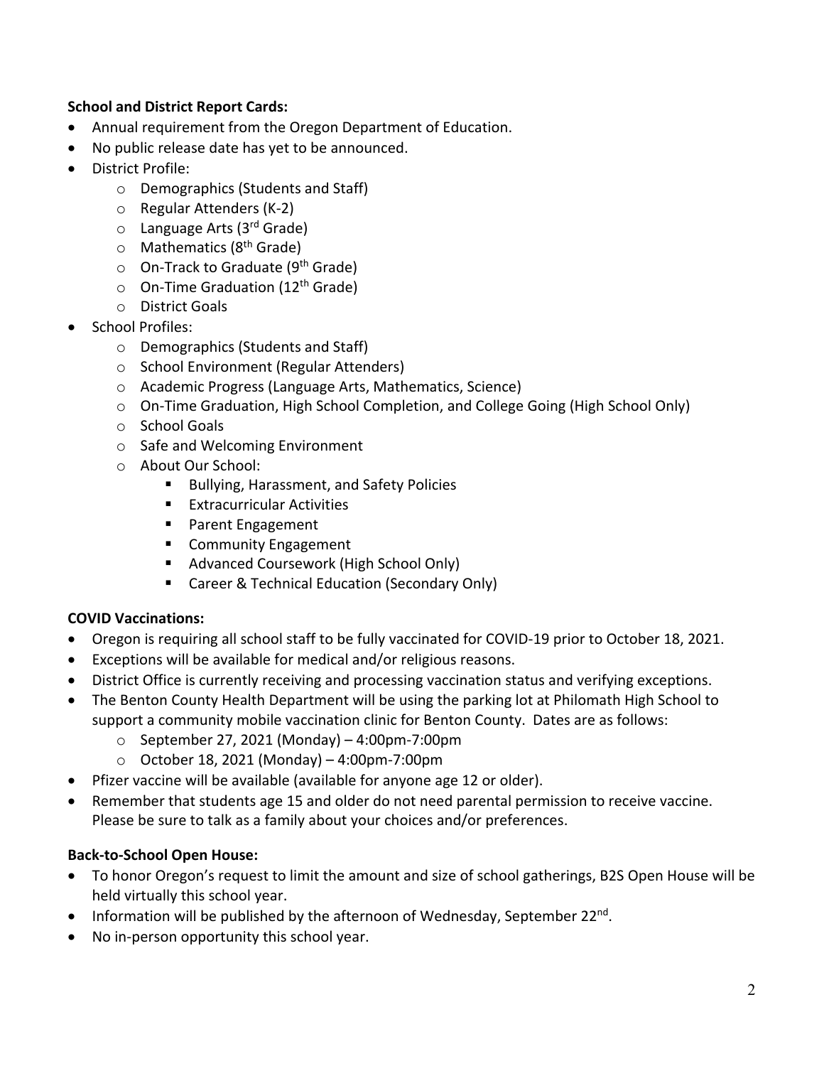**School and District Report Cards:**

- Annual requirement from the Oregon Department of Education.
- No public release date has yet to be announced.
- District Profile:
  - Demographics (Students and Staff)
  - Regular Attenders (K-2)
  - Language Arts (3rd Grade)
  - Mathematics (8th Grade)
  - On-Track to Graduate (9th Grade)
  - On-Time Graduation (12th Grade)
  - District Goals
- School Profiles:
  - Demographics (Students and Staff)
  - School Environment (Regular Attenders)
  - Academic Progress (Language Arts, Mathematics, Science)
  - On-Time Graduation, High School Completion, and College Going (High School Only)
  - School Goals
  - Safe and Welcoming Environment
  - About Our School:
    - Bullying, Harassment, and Safety Policies
    - Extracurricular Activities
    - Parent Engagement
    - Community Engagement
    - Advanced Coursework (High School Only)
    - Career & Technical Education (Secondary Only)

**COVID Vaccinations:**

- Oregon is requiring all school staff to be fully vaccinated for COVID-19 prior to October 18, 2021.
- Exceptions will be available for medical and/or religious reasons.
- District Office is currently receiving and processing vaccination status and verifying exceptions.
- The Benton County Health Department will be using the parking lot at Philomath High School to support a community mobile vaccination clinic for Benton County. Dates are as follows:
  - September 27, 2021 (Monday) – 4:00pm-7:00pm
  - October 18, 2021 (Monday) – 4:00pm-7:00pm
- Pfizer vaccine will be available (available for anyone age 12 or older).
- Remember that students age 15 and older do not need parental permission to receive vaccine. Please be sure to talk as a family about your choices and/or preferences.

**Back-to-School Open House:**

- To honor Oregon's request to limit the amount and size of school gatherings, B2S Open House will be held virtually this school year.
- Information will be published by the afternoon of Wednesday, September 22nd.
- No in-person opportunity this school year.